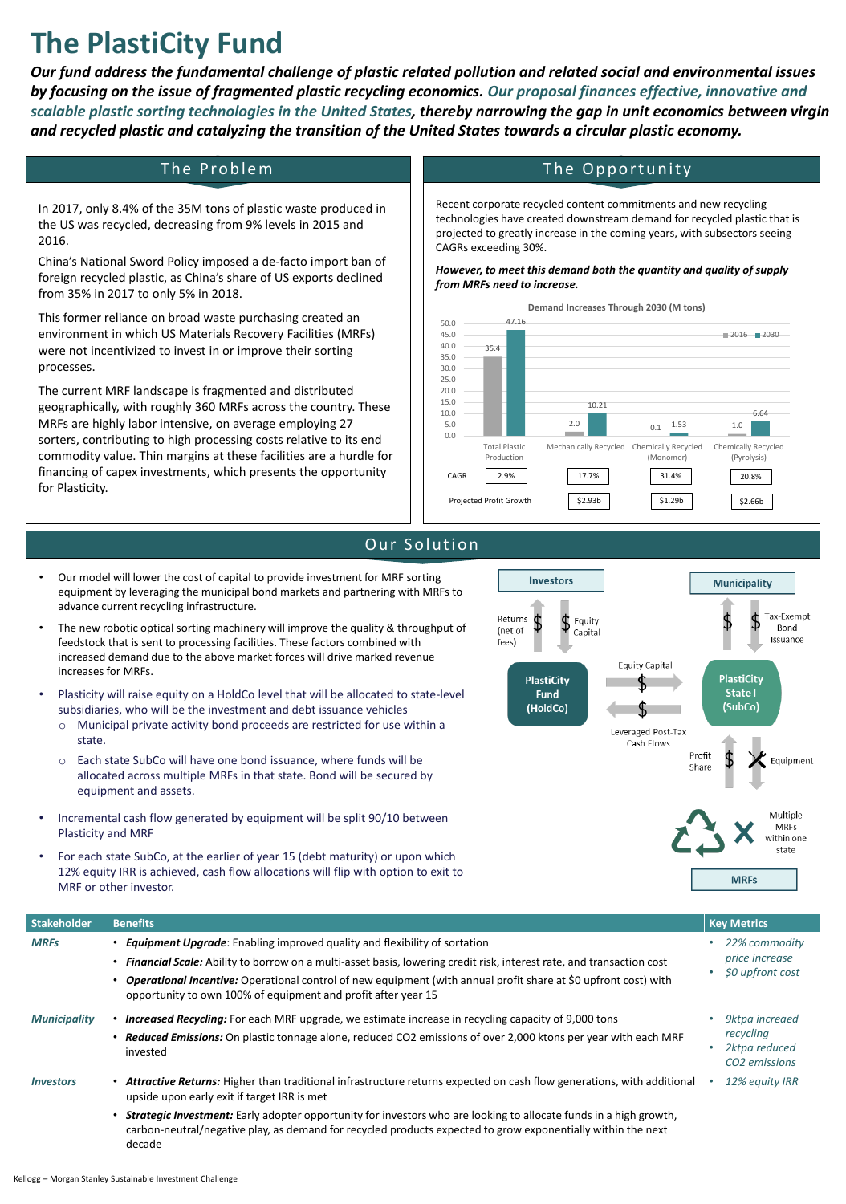# The PlastiCity Fund

***Our fund address the fundamental challenge of plastic related pollution and related social and environmental issues by focusing on the issue of fragmented plastic recycling economics. Our proposal finances effective, innovative and scalable plastic sorting technologies in the United States, thereby narrowing the gap in unit economics between virgin and recycled plastic and catalyzing the transition of the United States towards a circular plastic economy.***

## The Problem

In 2017, only 8.4% of the 35M tons of plastic waste produced in the US was recycled, decreasing from 9% levels in 2015 and 2016.

China's National Sword Policy imposed a de-facto import ban of foreign recycled plastic, as China's share of US exports declined from 35% in 2017 to only 5% in 2018.

This former reliance on broad waste purchasing created an environment in which US Materials Recovery Facilities (MRFs) were not incentivized to invest in or improve their sorting processes.

The current MRF landscape is fragmented and distributed geographically, with roughly 360 MRFs across the country. These MRFs are highly labor intensive, on average employing 27 sorters, contributing to high processing costs relative to its end commodity value. Thin margins at these facilities are a hurdle for financing of capex investments, which presents the opportunity for Plasticity.

## The Opportunity

Recent corporate recycled content commitments and new recycling technologies have created downstream demand for recycled plastic that is projected to greatly increase in the coming years, with subsectors seeing CAGRs exceeding 30%.

***However, to meet this demand both the quantity and quality of supply from MRFs need to increase.***

**Demand Increases Through 2030 (M tons)**

| | Total Plastic Production | Mechanically Recycled | Chemically Recycled (Monomer) | Chemically Recycled (Pyrolysis) |
|---|---|---|---|---|
| 2016 | 35.4 | 2.0 | 0.1 | 1.0 |
| 2030 | 47.16 | 10.21 | 1.53 | 6.64 |
| CAGR | 2.9% | 17.7% | 31.4% | 20.8% |
| Projected Profit Growth | | $2.93b | $1.29b | $2.66b |

## Our Solution

- Our model will lower the cost of capital to provide investment for MRF sorting equipment by leveraging the municipal bond markets and partnering with MRFs to advance current recycling infrastructure.
- The new robotic optical sorting machinery will improve the quality & throughput of feedstock that is sent to processing facilities. These factors combined with increased demand due to the above market forces will drive marked revenue increases for MRFs.
- Plasticity will raise equity on a HoldCo level that will be allocated to state-level subsidiaries, who will be the investment and debt issuance vehicles
  - Municipal private activity bond proceeds are restricted for use within a state.
  - Each state SubCo will have one bond issuance, where funds will be allocated across multiple MRFs in that state. Bond will be secured by equipment and assets.
- Incremental cash flow generated by equipment will be split 90/10 between Plasticity and MRF
- For each state SubCo, at the earlier of year 15 (debt maturity) or upon which 12% equity IRR is achieved, cash flow allocations will flip with option to exit to MRF or other investor.

Investors → Equity Capital → PlastiCity Fund (HoldCo); PlastiCity Fund (HoldCo) → Returns (net of fees) → Investors

PlastiCity Fund (HoldCo) → Equity Capital → PlastiCity State I (SubCo); PlastiCity State I (SubCo) → Leveraged Post-Tax Cash Flows → PlastiCity Fund (HoldCo)

Municipality → Tax-Exempt Bond Issuance → PlastiCity State I (SubCo)

PlastiCity State I (SubCo) → Equipment → MRFs (Multiple MRFs within one state); MRFs → Profit Share → PlastiCity State I (SubCo)

| Stakeholder | Benefits | Key Metrics |
|---|---|---|
| ***MRFs*** | • ***Equipment Upgrade***: Enabling improved quality and flexibility of sortation<br>• ***Financial Scale:*** Ability to borrow on a multi-asset basis, lowering credit risk, interest rate, and transaction cost<br>• ***Operational Incentive:*** Operational control of new equipment (with annual profit share at $0 upfront cost) with opportunity to own 100% of equipment and profit after year 15 | • *22% commodity price increase*<br>• *$0 upfront cost* |
| ***Municipality*** | • ***Increased Recycling:*** For each MRF upgrade, we estimate increase in recycling capacity of 9,000 tons<br>• ***Reduced Emissions:*** On plastic tonnage alone, reduced CO2 emissions of over 2,000 ktons per year with each MRF invested | • *9ktpa increaed recycling*<br>• *2ktpa reduced CO2 emissions* |
| ***Investors*** | • ***Attractive Returns:*** Higher than traditional infrastructure returns expected on cash flow generations, with additional upside upon early exit if target IRR is met<br>• ***Strategic Investment:*** Early adopter opportunity for investors who are looking to allocate funds in a high growth, carbon-neutral/negative play, as demand for recycled products expected to grow exponentially within the next decade | • *12% equity IRR* |

Kellogg – Morgan Stanley Sustainable Investment Challenge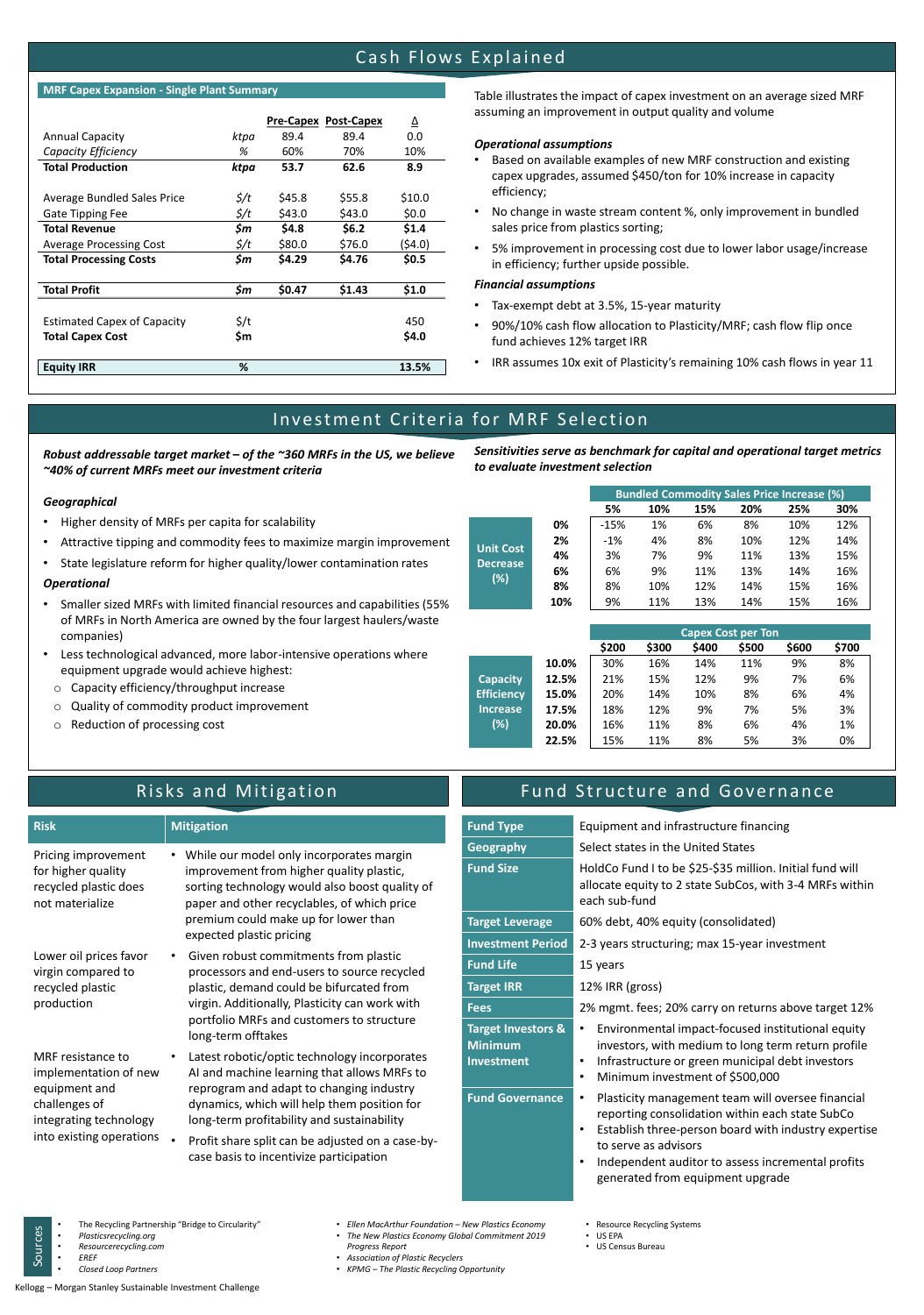# Cash Flows Explained

**MRF Capex Expansion - Single Plant Summary**

| | | Pre-Capex | Post-Capex | Δ |
|---|---|---|---|---|
| Annual Capacity | *ktpa* | 89.4 | 89.4 | 0.0 |
| *Capacity Efficiency* | *%* | 60% | 70% | 10% |
| **Total Production** | ***ktpa*** | **53.7** | **62.6** | **8.9** |
| | | | | |
| Average Bundled Sales Price | *$/t* | $45.8 | $55.8 | $10.0 |
| Gate Tipping Fee | *$/t* | $43.0 | $43.0 | $0.0 |
| **Total Revenue** | ***$m*** | **$4.8** | **$6.2** | **$1.4** |
| Average Processing Cost | *$/t* | $80.0 | $76.0 | ($4.0) |
| **Total Processing Costs** | ***$m*** | **$4.29** | **$4.76** | **$0.5** |
| | | | | |
| **Total Profit** | ***$m*** | **$0.47** | **$1.43** | **$1.0** |
| | | | | |
| Estimated Capex of Capacity | $/t | | | 450 |
| **Total Capex Cost** | **$m** | | | **$4.0** |
| | | | | |
| **Equity IRR** | **%** | | | **13.5%** |

Table illustrates the impact of capex investment on an average sized MRF assuming an improvement in output quality and volume

***Operational assumptions***

- Based on available examples of new MRF construction and existing capex upgrades, assumed $450/ton for 10% increase in capacity efficiency;
- No change in waste stream content %, only improvement in bundled sales price from plastics sorting;
- 5% improvement in processing cost due to lower labor usage/increase in efficiency; further upside possible.

***Financial assumptions***

- Tax-exempt debt at 3.5%, 15-year maturity
- 90%/10% cash flow allocation to Plasticity/MRF; cash flow flip once fund achieves 12% target IRR
- IRR assumes 10x exit of Plasticity's remaining 10% cash flows in year 11

# Investment Criteria for MRF Selection

***Robust addressable target market – of the ~360 MRFs in the US, we believe ~40% of current MRFs meet our investment criteria***

***Geographical***

- Higher density of MRFs per capita for scalability
- Attractive tipping and commodity fees to maximize margin improvement
- State legislature reform for higher quality/lower contamination rates

***Operational***

- Smaller sized MRFs with limited financial resources and capabilities (55% of MRFs in North America are owned by the four largest haulers/waste companies)
- Less technological advanced, more labor-intensive operations where equipment upgrade would achieve highest:
  - Capacity efficiency/throughput increase
  - Quality of commodity product improvement
  - Reduction of processing cost

***Sensitivities serve as benchmark for capital and operational target metrics to evaluate investment selection***

| | | Bundled Commodity Sales Price Increase (%) | | | | | |
|---|---|---|---|---|---|---|---|
| | | **5%** | **10%** | **15%** | **20%** | **25%** | **30%** |
| **Unit Cost Decrease (%)** | **0%** | -15% | 1% | 6% | 8% | 10% | 12% |
| | **2%** | -1% | 4% | 8% | 10% | 12% | 14% |
| | **4%** | 3% | 7% | 9% | 11% | 13% | 15% |
| | **6%** | 6% | 9% | 11% | 13% | 14% | 16% |
| | **8%** | 8% | 10% | 12% | 14% | 15% | 16% |
| | **10%** | 9% | 11% | 13% | 14% | 15% | 16% |

| | | Capex Cost per Ton | | | | | |
|---|---|---|---|---|---|---|---|
| | | **$200** | **$300** | **$400** | **$500** | **$600** | **$700** |
| **Capacity Efficiency Increase (%)** | **10.0%** | 30% | 16% | 14% | 11% | 9% | 8% |
| | **12.5%** | 21% | 15% | 12% | 9% | 7% | 6% |
| | **15.0%** | 20% | 14% | 10% | 8% | 6% | 4% |
| | **17.5%** | 18% | 12% | 9% | 7% | 5% | 3% |
| | **20.0%** | 16% | 11% | 8% | 6% | 4% | 1% |
| | **22.5%** | 15% | 11% | 8% | 5% | 3% | 0% |

# Risks and Mitigation

| Risk | Mitigation |
|---|---|
| Pricing improvement for higher quality recycled plastic does not materialize | • While our model only incorporates margin improvement from higher quality plastic, sorting technology would also boost quality of paper and other recyclables, of which price premium could make up for lower than expected plastic pricing |
| Lower oil prices favor virgin compared to recycled plastic production | • Given robust commitments from plastic processors and end-users to source recycled plastic, demand could be bifurcated from virgin. Additionally, Plasticity can work with portfolio MRFs and customers to structure long-term offtakes |
| MRF resistance to implementation of new equipment and challenges of integrating technology into existing operations | • Latest robotic/optic technology incorporates AI and machine learning that allows MRFs to reprogram and adapt to changing industry dynamics, which will help them position for long-term profitability and sustainability<br>• Profit share split can be adjusted on a case-by-case basis to incentivize participation |

# Fund Structure and Governance

| | |
|---|---|
| **Fund Type** | Equipment and infrastructure financing |
| **Geography** | Select states in the United States |
| **Fund Size** | HoldCo Fund I to be $25-$35 million. Initial fund will allocate equity to 2 state SubCos, with 3-4 MRFs within each sub-fund |
| **Target Leverage** | 60% debt, 40% equity (consolidated) |
| **Investment Period** | 2-3 years structuring; max 15-year investment |
| **Fund Life** | 15 years |
| **Target IRR** | 12% IRR (gross) |
| **Fees** | 2% mgmt. fees; 20% carry on returns above target 12% |
| **Target Investors & Minimum Investment** | • Environmental impact-focused institutional equity investors, with medium to long term return profile<br>• Infrastructure or green municipal debt investors<br>• Minimum investment of $500,000 |
| **Fund Governance** | • Plasticity management team will oversee financial reporting consolidation within each state SubCo<br>• Establish three-person board with industry expertise to serve as advisors<br>• Independent auditor to assess incremental profits generated from equipment upgrade |

**Sources**

- The Recycling Partnership "Bridge to Circularity"
- *Plasticsrecycling.org*
- *Resourcerecycling.com*
- *EREF*
- *Closed Loop Partners*
- *Ellen MacArthur Foundation – New Plastics Economy*
- *The New Plastics Economy Global Commitment 2019 Progress Report*
- *Association of Plastic Recyclers*
- *KPMG – The Plastic Recycling Opportunity*
- Resource Recycling Systems
- US EPA
- US Census Bureau

Kellogg – Morgan Stanley Sustainable Investment Challenge